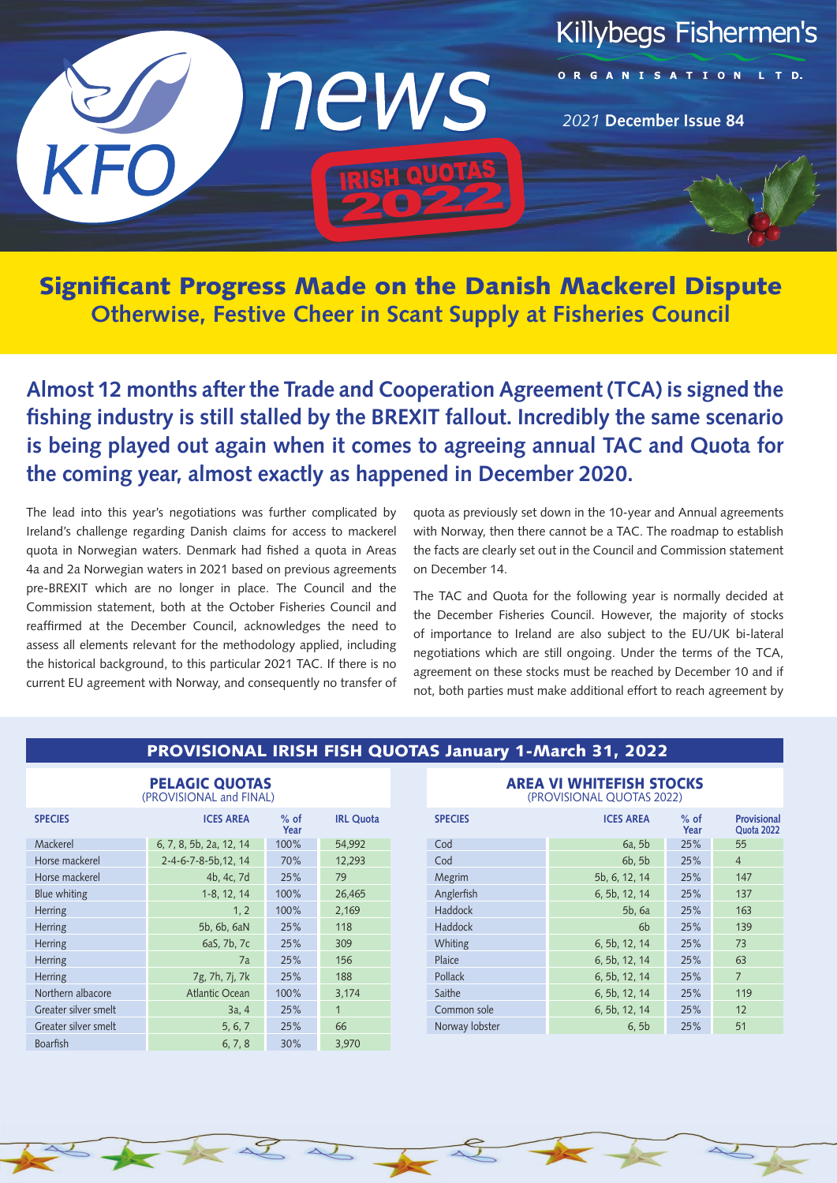# KFO news

Killybegs Fishermen's ORGANISATION LTD.

*2021* **December Issue 84**

IRISH QUOTAS 2022

## Significant Progress Made on the Danish Mackerel Dispute

### Otherwise, Festive Cheer in Scant Supply at Fisheries Council

**Almost 12 months after the Trade and Cooperation Agreement (TCA) is signed the fishing industry is still stalled by the BREXIT fallout. Incredibly the same scenario is being played out again when it comes to agreeing annual TAC and Quota for the coming year, almost exactly as happened in December 2020.**

The lead into this year's negotiations was further complicated by Ireland's challenge regarding Danish claims for access to mackerel quota in Norwegian waters. Denmark had fished a quota in Areas 4a and 2a Norwegian waters in 2021 based on previous agreements pre-BREXIT which are no longer in place. The Council and the Commission statement, both at the October Fisheries Council and reaffirmed at the December Council, acknowledges the need to assess all elements relevant for the methodology applied, including the historical background, to this particular 2021 TAC. If there is no current EU agreement with Norway, and consequently no transfer of quota as previously set down in the 10-year and Annual agreements with Norway, then there cannot be a TAC. The roadmap to establish the facts are clearly set out in the Council and Commission statement on December 14.

The TAC and Quota for the following year is normally decided at the December Fisheries Council. However, the majority of stocks of importance to Ireland are also subject to the EU/UK bi-lateral negotiations which are still ongoing. Under the terms of the TCA, agreement on these stocks must be reached by December 10 and if not, both parties must make additional effort to reach agreement by

## PROVISIONAL IRISH FISH QUOTAS January 1-March 31, 2022

### PELAGIC QUOTAS (PROVISIONAL and FINAL)

| SPECIES | ICES AREA | % of Year | IRL Quota |
|---|---|---|---|
| Mackerel | 6, 7, 8, 5b, 2a, 12, 14 | 100% | 54,992 |
| Horse mackerel | 2-4-6-7-8-5b,12, 14 | 70% | 12,293 |
| Horse mackerel | 4b, 4c, 7d | 25% | 79 |
| Blue whiting | 1-8, 12, 14 | 100% | 26,465 |
| Herring | 1, 2 | 100% | 2,169 |
| Herring | 5b, 6b, 6aN | 25% | 118 |
| Herring | 6aS, 7b, 7c | 25% | 309 |
| Herring | 7a | 25% | 156 |
| Herring | 7g, 7h, 7j, 7k | 25% | 188 |
| Northern albacore | Atlantic Ocean | 100% | 3,174 |
| Greater silver smelt | 3a, 4 | 25% | 1 |
| Greater silver smelt | 5, 6, 7 | 25% | 66 |
| Boarfish | 6, 7, 8 | 30% | 3,970 |

### AREA VI WHITEFISH STOCKS (PROVISIONAL QUOTAS 2022)

| SPECIES | ICES AREA | % of Year | Provisional Quota 2022 |
|---|---|---|---|
| Cod | 6a, 5b | 25% | 55 |
| Cod | 6b, 5b | 25% | 4 |
| Megrim | 5b, 6, 12, 14 | 25% | 147 |
| Anglerfish | 6, 5b, 12, 14 | 25% | 137 |
| Haddock | 5b, 6a | 25% | 163 |
| Haddock | 6b | 25% | 139 |
| Whiting | 6, 5b, 12, 14 | 25% | 73 |
| Plaice | 6, 5b, 12, 14 | 25% | 63 |
| Pollack | 6, 5b, 12, 14 | 25% | 7 |
| Saithe | 6, 5b, 12, 14 | 25% | 119 |
| Common sole | 6, 5b, 12, 14 | 25% | 12 |
| Norway lobster | 6, 5b | 25% | 51 |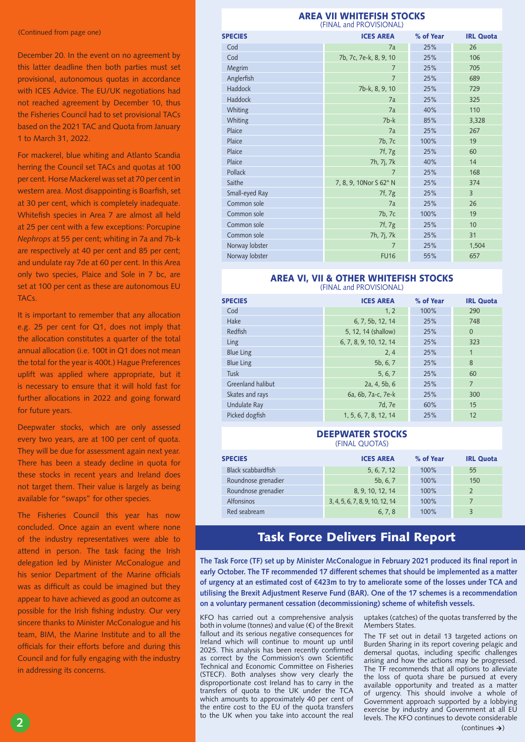(Continued from page one)

December 20. In the event on no agreement by this latter deadline then both parties must set provisional, autonomous quotas in accordance with ICES Advice. The EU/UK negotiations had not reached agreement by December 10, thus the Fisheries Council had to set provisional TACs based on the 2021 TAC and Quota from January 1 to March 31, 2022.

For mackerel, blue whiting and Atlanto Scandia herring the Council set TACs and quotas at 100 per cent. Horse Mackerel was set at 70 per cent in western area. Most disappointing is Boarfish, set at 30 per cent, which is completely inadequate. Whitefish species in Area 7 are almost all held at 25 per cent with a few exceptions: Porcupine *Nephrops* at 55 per cent; whiting in 7a and 7b-k are respectively at 40 per cent and 85 per cent; and undulate ray 7de at 60 per cent. In this Area only two species, Plaice and Sole in 7 bc, are set at 100 per cent as these are autonomous EU TACs.

It is important to remember that any allocation e.g. 25 per cent for Q1, does not imply that the allocation constitutes a quarter of the total annual allocation (i.e. 100t in Q1 does not mean the total for the year is 400t.) Hague Preferences uplift was applied where appropriate, but it is necessary to ensure that it will hold fast for further allocations in 2022 and going forward for future years.

Deepwater stocks, which are only assessed every two years, are at 100 per cent of quota. They will be due for assessment again next year. There has been a steady decline in quota for these stocks in recent years and Ireland does not target them. Their value is largely as being available for "swaps" for other species.

The Fisheries Council this year has now concluded. Once again an event where none of the industry representatives were able to attend in person. The task facing the Irish delegation led by Minister McConalogue and his senior Department of the Marine officials was as difficult as could be imagined but they appear to have achieved as good an outcome as possible for the Irish fishing industry. Our very sincere thanks to Minister McConalogue and his team, BIM, the Marine Institute and to all the officials for their efforts before and during this Council and for fully engaging with the industry in addressing its concerns.

## AREA VII WHITEFISH STOCKS
(FINAL and PROVISIONAL)

| SPECIES | ICES AREA | % of Year | IRL Quota |
|---|---|---|---|
| Cod | 7a | 25% | 26 |
| Cod | 7b, 7c, 7e-k, 8, 9, 10 | 25% | 106 |
| Megrim | 7 | 25% | 705 |
| Anglerfish | 7 | 25% | 689 |
| Haddock | 7b-k, 8, 9, 10 | 25% | 729 |
| Haddock | 7a | 25% | 325 |
| Whiting | 7a | 40% | 110 |
| Whiting | 7b-k | 85% | 3,328 |
| Plaice | 7a | 25% | 267 |
| Plaice | 7b, 7c | 100% | 19 |
| Plaice | 7f, 7g | 25% | 60 |
| Plaice | 7h, 7j, 7k | 40% | 14 |
| Pollack | 7 | 25% | 168 |
| Saithe | 7, 8, 9, 10Nor S 62° N | 25% | 374 |
| Small-eyed Ray | 7f, 7g | 25% | 3 |
| Common sole | 7a | 25% | 26 |
| Common sole | 7b, 7c | 100% | 19 |
| Common sole | 7f, 7g | 25% | 10 |
| Common sole | 7h, 7j, 7k | 25% | 31 |
| Norway lobster | 7 | 25% | 1,504 |
| Norway lobster | FU16 | 55% | 657 |

## AREA VI, VII & OTHER WHITEFISH STOCKS
(FINAL and PROVISIONAL)

| SPECIES | ICES AREA | % of Year | IRL Quota |
|---|---|---|---|
| Cod | 1, 2 | 100% | 290 |
| Hake | 6, 7, 5b, 12, 14 | 25% | 748 |
| Redfish | 5, 12, 14 (shallow) | 25% | 0 |
| Ling | 6, 7, 8, 9, 10, 12, 14 | 25% | 323 |
| Blue Ling | 2, 4 | 25% | 1 |
| Blue Ling | 5b, 6, 7 | 25% | 8 |
| Tusk | 5, 6, 7 | 25% | 60 |
| Greenland halibut | 2a, 4, 5b, 6 | 25% | 7 |
| Skates and rays | 6a, 6b, 7a-c, 7e-k | 25% | 300 |
| Undulate Ray | 7d, 7e | 60% | 15 |
| Picked dogfish | 1, 5, 6, 7, 8, 12, 14 | 25% | 12 |

## DEEPWATER STOCKS
(FINAL QUOTAS)

| SPECIES | ICES AREA | % of Year | IRL Quota |
|---|---|---|---|
| Black scabbardfish | 5, 6, 7, 12 | 100% | 55 |
| Roundnose grenadier | 5b, 6, 7 | 100% | 150 |
| Roundnose grenadier | 8, 9, 10, 12, 14 | 100% | 2 |
| Alfonsinos | 3, 4, 5, 6, 7, 8, 9, 10, 12, 14 | 100% | 7 |
| Red seabream | 6, 7, 8 | 100% | 3 |

# Task Force Delivers Final Report

**The Task Force (TF) set up by Minister McConalogue in February 2021 produced its final report in early October. The TF recommended 17 different schemes that should be implemented as a matter of urgency at an estimated cost of €423m to try to ameliorate some of the losses under TCA and utilising the Brexit Adjustment Reserve Fund (BAR). One of the 17 schemes is a recommendation on a voluntary permanent cessation (decommissioning) scheme of whitefish vessels.**

KFO has carried out a comprehensive analysis both in volume (tonnes) and value (€) of the Brexit fallout and its serious negative consequences for Ireland which will continue to mount up until 2025. This analysis has been recently confirmed as correct by the Commission's own Scientific Technical and Economic Committee on Fisheries (STECF). Both analyses show very clearly the disproportionate cost Ireland has to carry in the transfers of quota to the UK under the TCA which amounts to approximately 40 per cent of the entire cost to the EU of the quota transfers to the UK when you take into account the real uptakes (catches) of the quotas transferred by the Members States.

The TF set out in detail 13 targeted actions on Burden Sharing in its report covering pelagic and demersal quotas, including specific challenges arising and how the actions may be progressed. The TF recommends that all options to alleviate the loss of quota share be pursued at every available opportunity and treated as a matter of urgency. This should involve a whole of Government approach supported by a lobbying exercise by industry and Government at all EU levels. The KFO continues to devote considerable

(continues →)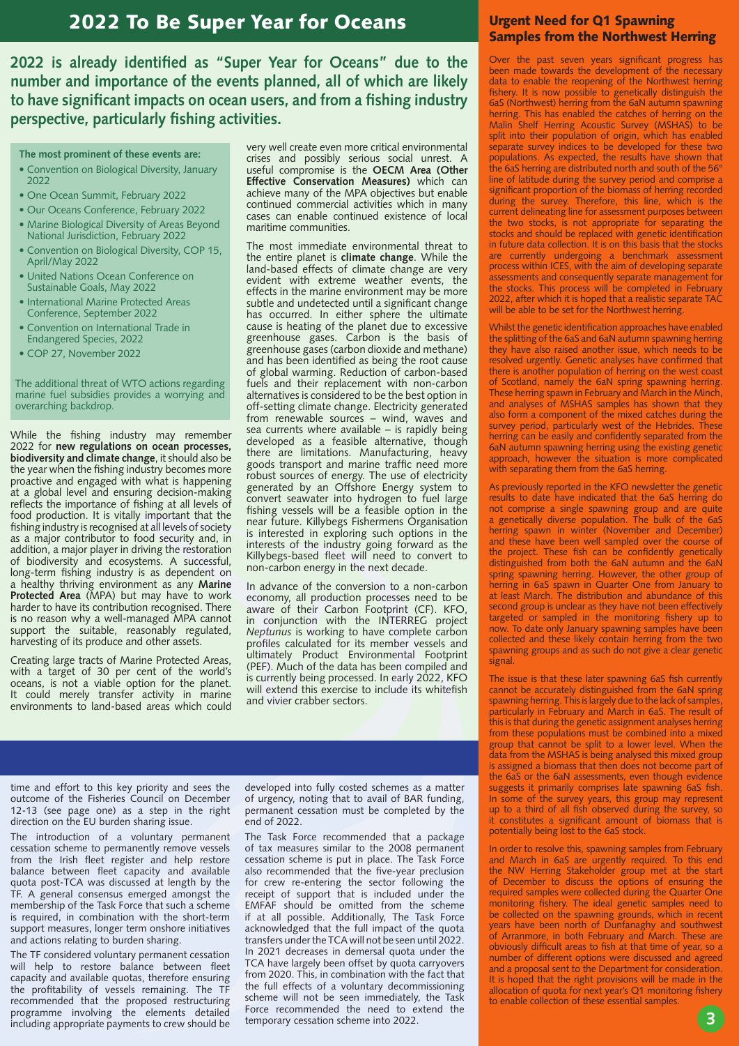# 2022 To Be Super Year for Oceans

**2022 is already identified as "Super Year for Oceans" due to the number and importance of the events planned, all of which are likely to have significant impacts on ocean users, and from a fishing industry perspective, particularly fishing activities.**

**The most prominent of these events are:**

- Convention on Biological Diversity, January 2022
- One Ocean Summit, February 2022
- Our Oceans Conference, February 2022
- Marine Biological Diversity of Areas Beyond National Jurisdiction, February 2022
- Convention on Biological Diversity, COP 15, April/May 2022
- United Nations Ocean Conference on Sustainable Goals, May 2022
- International Marine Protected Areas Conference, September 2022
- Convention on International Trade in Endangered Species, 2022
- COP 27, November 2022

The additional threat of WTO actions regarding marine fuel subsidies provides a worrying and overarching backdrop.

While the fishing industry may remember 2022 for **new regulations on ocean processes, biodiversity and climate change**, it should also be the year when the fishing industry becomes more proactive and engaged with what is happening at a global level and ensuring decision-making reflects the importance of fishing at all levels of food production. It is vitally important that the fishing industry is recognised at all levels of society as a major contributor to food security and, in addition, a major player in driving the restoration of biodiversity and ecosystems. A successful, long-term fishing industry is as dependent on a healthy thriving environment as any **Marine Protected Area** (MPA) but may have to work harder to have its contribution recognised. There is no reason why a well-managed MPA cannot support the suitable, reasonably regulated, harvesting of its produce and other assets.

Creating large tracts of Marine Protected Areas, with a target of 30 per cent of the world's oceans, is not a viable option for the planet. It could merely transfer activity in marine environments to land-based areas which could very well create even more critical environmental crises and possibly serious social unrest. A useful compromise is the **OECM Area (Other Effective Conservation Measures)** which can achieve many of the MPA objectives but enable continued commercial activities which in many cases can enable continued existence of local maritime communities.

The most immediate environmental threat to the entire planet is **climate change**. While the land-based effects of climate change are very evident with extreme weather events, the effects in the marine environment may be more subtle and undetected until a significant change has occurred. In either sphere the ultimate cause is heating of the planet due to excessive greenhouse gases. Carbon is the basis of greenhouse gases (carbon dioxide and methane) and has been identified as being the root cause of global warming. Reduction of carbon-based fuels and their replacement with non-carbon alternatives is considered to be the best option in off-setting climate change. Electricity generated from renewable sources – wind, waves and sea currents where available – is rapidly being developed as a feasible alternative, though there are limitations. Manufacturing, heavy goods transport and marine traffic need more robust sources of energy. The use of electricity generated by an Offshore Energy system to convert seawater into hydrogen to fuel large fishing vessels will be a feasible option in the near future. Killybegs Fishermens Organisation is interested in exploring such options in the interests of the industry going forward as the Killybegs-based fleet will need to convert to non-carbon energy in the next decade.

In advance of the conversion to a non-carbon economy, all production processes need to be aware of their Carbon Footprint (CF). KFO, in conjunction with the INTERREG project *Neptunus* is working to have complete carbon profiles calculated for its member vessels and ultimately Product Environmental Footprint (PEF). Much of the data has been compiled and is currently being processed. In early 2022, KFO will extend this exercise to include its whitefish and vivier crabber sectors.

---

time and effort to this key priority and sees the outcome of the Fisheries Council on December 12-13 (see page one) as a step in the right direction on the EU burden sharing issue.

The introduction of a voluntary permanent cessation scheme to permanently remove vessels from the Irish fleet register and help restore balance between fleet capacity and available quota post-TCA was discussed at length by the TF. A general consensus emerged amongst the membership of the Task Force that such a scheme is required, in combination with the short-term support measures, longer term onshore initiatives and actions relating to burden sharing.

The TF considered voluntary permanent cessation will help to restore balance between fleet capacity and available quotas, therefore ensuring the profitability of vessels remaining. The TF recommended that the proposed restructuring programme involving the elements detailed including appropriate payments to crew should be developed into fully costed schemes as a matter of urgency, noting that to avail of BAR funding, permanent cessation must be completed by the end of 2022.

The Task Force recommended that a package of tax measures similar to the 2008 permanent cessation scheme is put in place. The Task Force also recommended that the five-year preclusion for crew re-entering the sector following the receipt of support that is included under the EMFAF should be omitted from the scheme if at all possible. Additionally, The Task Force acknowledged that the full impact of the quota transfers under the TCA will not be seen until 2022. In 2021 decreases in demersal quota under the TCA have largely been offset by quota carryovers from 2020. This, in combination with the fact that the full effects of a voluntary decommissioning scheme will not be seen immediately, the Task Force recommended the need to extend the temporary cessation scheme into 2022.

---

## Urgent Need for Q1 Spawning Samples from the Northwest Herring

Over the past seven years significant progress has been made towards the development of the necessary data to enable the reopening of the Northwest herring fishery. It is now possible to genetically distinguish the 6aS (Northwest) herring from the 6aN autumn spawning herring. This has enabled the catches of herring on the Malin Shelf Herring Acoustic Survey (MSHAS) to be split into their population of origin, which has enabled separate survey indices to be developed for these two populations. As expected, the results have shown that the 6aS herring are distributed north and south of the 56° line of latitude during the survey period and comprise a significant proportion of the biomass of herring recorded during the survey. Therefore, this line, which is the current delineating line for assessment purposes between the two stocks, is not appropriate for separating the stocks and should be replaced with genetic identification in future data collection. It is on this basis that the stocks are currently undergoing a benchmark assessment process within ICES, with the aim of developing separate assessments and consequently separate management for the stocks. This process will be completed in February 2022, after which it is hoped that a realistic separate TAC will be able to be set for the Northwest herring.

Whilst the genetic identification approaches have enabled the splitting of the 6aS and 6aN autumn spawning herring they have also raised another issue, which needs to be resolved urgently. Genetic analyses have confirmed that there is another population of herring on the west coast of Scotland, namely the 6aN spring spawning herring. These herring spawn in February and March in the Minch, and analyses of MSHAS samples has shown that they also form a component of the mixed catches during the survey period, particularly west of the Hebrides. These herring can be easily and confidently separated from the 6aN autumn spawning herring using the existing genetic approach, however the situation is more complicated with separating them from the 6aS herring.

As previously reported in the KFO newsletter the genetic results to date have indicated that the 6aS herring do not comprise a single spawning group and are quite a genetically diverse population. The bulk of the 6aS herring spawn in winter (November and December) and these have been well sampled over the course of the project. These fish can be confidently genetically distinguished from both the 6aN autumn and the 6aN spring spawning herring. However, the other group of herring in 6aS spawn in Quarter One from January to at least March. The distribution and abundance of this second group is unclear as they have not been effectively targeted or sampled in the monitoring fishery up to now. To date only January spawning samples have been collected and these likely contain herring from the two spawning groups and as such do not give a clear genetic signal.

The issue is that these later spawning 6aS fish currently cannot be accurately distinguished from the 6aN spring spawning herring. This is largely due to the lack of samples, particularly in February and March in 6aS. The result of this is that during the genetic assignment analyses herring from these populations must be combined into a mixed group that cannot be split to a lower level. When the data from the MSHAS is being analysed this mixed group is assigned a biomass that then does not become part of the 6aS or the 6aN assessments, even though evidence suggests it primarily comprises late spawning 6aS fish. In some of the survey years, this group may represent up to a third of all fish observed during the survey, so it constitutes a significant amount of biomass that is potentially being lost to the 6aS stock.

In order to resolve this, spawning samples from February and March in 6aS are urgently required. To this end the NW Herring Stakeholder group met at the start of December to discuss the options of ensuring the required samples were collected during the Quarter One monitoring fishery. The ideal genetic samples need to be collected on the spawning grounds, which in recent years have been north of Dunfanaghy and southwest of Arranmore, in both February and March. These are obviously difficult areas to fish at that time of year, so a number of different options were discussed and agreed and a proposal sent to the Department for consideration. It is hoped that the right provisions will be made in the allocation of quota for next year's Q1 monitoring fishery to enable collection of these essential samples.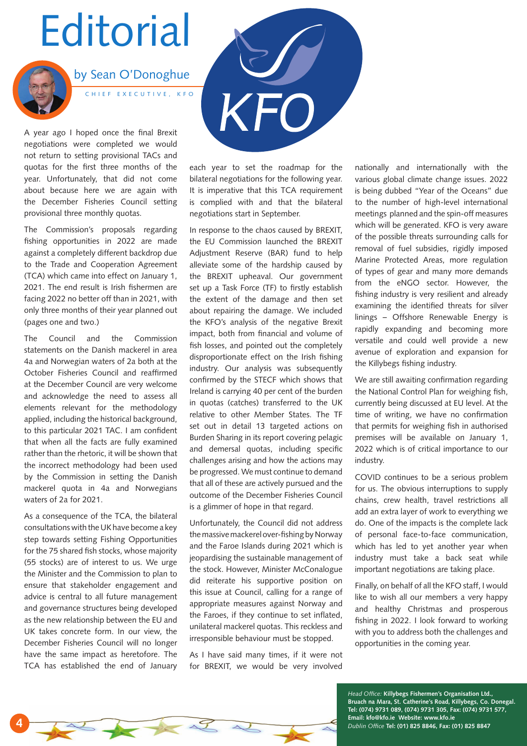# Editorial

## by Sean O'Donoghue

CHIEF EXECUTIVE, KFO

A year ago I hoped once the final Brexit negotiations were completed we would not return to setting provisional TACs and quotas for the first three months of the year. Unfortunately, that did not come about because here we are again with the December Fisheries Council setting provisional three monthly quotas.

The Commission's proposals regarding fishing opportunities in 2022 are made against a completely different backdrop due to the Trade and Cooperation Agreement (TCA) which came into effect on January 1, 2021. The end result is Irish fishermen are facing 2022 no better off than in 2021, with only three months of their year planned out (pages one and two.)

The Council and the Commission statements on the Danish mackerel in area 4a and Norwegian waters of 2a both at the October Fisheries Council and reaffirmed at the December Council are very welcome and acknowledge the need to assess all elements relevant for the methodology applied, including the historical background, to this particular 2021 TAC. I am confident that when all the facts are fully examined rather than the rhetoric, it will be shown that the incorrect methodology had been used by the Commission in setting the Danish mackerel quota in 4a and Norwegians waters of 2a for 2021.

As a consequence of the TCA, the bilateral consultations with the UK have become a key step towards setting Fishing Opportunities for the 75 shared fish stocks, whose majority (55 stocks) are of interest to us. We urge the Minister and the Commission to plan to ensure that stakeholder engagement and advice is central to all future management and governance structures being developed as the new relationship between the EU and UK takes concrete form. In our view, the December Fisheries Council will no longer have the same impact as heretofore. The TCA has established the end of January each year to set the roadmap for the bilateral negotiations for the following year. It is imperative that this TCA requirement is complied with and that the bilateral negotiations start in September.

In response to the chaos caused by BREXIT, the EU Commission launched the BREXIT Adjustment Reserve (BAR) fund to help alleviate some of the hardship caused by the BREXIT upheaval. Our government set up a Task Force (TF) to firstly establish the extent of the damage and then set about repairing the damage. We included the KFO's analysis of the negative Brexit impact, both from financial and volume of fish losses, and pointed out the completely disproportionate effect on the Irish fishing industry. Our analysis was subsequently confirmed by the STECF which shows that Ireland is carrying 40 per cent of the burden in quotas (catches) transferred to the UK relative to other Member States. The TF set out in detail 13 targeted actions on Burden Sharing in its report covering pelagic and demersal quotas, including specific challenges arising and how the actions may be progressed. We must continue to demand that all of these are actively pursued and the outcome of the December Fisheries Council is a glimmer of hope in that regard.

Unfortunately, the Council did not address the massive mackerel over-fishing by Norway and the Faroe Islands during 2021 which is jeopardising the sustainable management of the stock. However, Minister McConalogue did reiterate his supportive position on this issue at Council, calling for a range of appropriate measures against Norway and the Faroes, if they continue to set inflated, unilateral mackerel quotas. This reckless and irresponsible behaviour must be stopped.

As I have said many times, if it were not for BREXIT, we would be very involved nationally and internationally with the various global climate change issues. 2022 is being dubbed "Year of the Oceans" due to the number of high-level international meetings planned and the spin-off measures which will be generated. KFO is very aware of the possible threats surrounding calls for removal of fuel subsidies, rigidly imposed Marine Protected Areas, more regulation of types of gear and many more demands from the eNGO sector. However, the fishing industry is very resilient and already examining the identified threats for silver linings – Offshore Renewable Energy is rapidly expanding and becoming more versatile and could well provide a new avenue of exploration and expansion for the Killybegs fishing industry.

We are still awaiting confirmation regarding the National Control Plan for weighing fish, currently being discussed at EU level. At the time of writing, we have no confirmation that permits for weighing fish in authorised premises will be available on January 1, 2022 which is of critical importance to our industry.

COVID continues to be a serious problem for us. The obvious interruptions to supply chains, crew health, travel restrictions all add an extra layer of work to everything we do. One of the impacts is the complete lack of personal face-to-face communication, which has led to yet another year when industry must take a back seat while important negotiations are taking place.

Finally, on behalf of all the KFO staff, I would like to wish all our members a very happy and healthy Christmas and prosperous fishing in 2022. I look forward to working with you to address both the challenges and opportunities in the coming year.

*Head Office:* **Killybegs Fishermen's Organisation Ltd., Bruach na Mara, St. Catherine's Road, Killybegs, Co. Donegal. Tel: (074) 9731 089, (074) 9731 305, Fax: (074) 9731 577, Email: kfo@kfo.ie Website: www.kfo.ie**
*Dublin Office* **Tel: (01) 825 8846, Fax: (01) 825 8847**